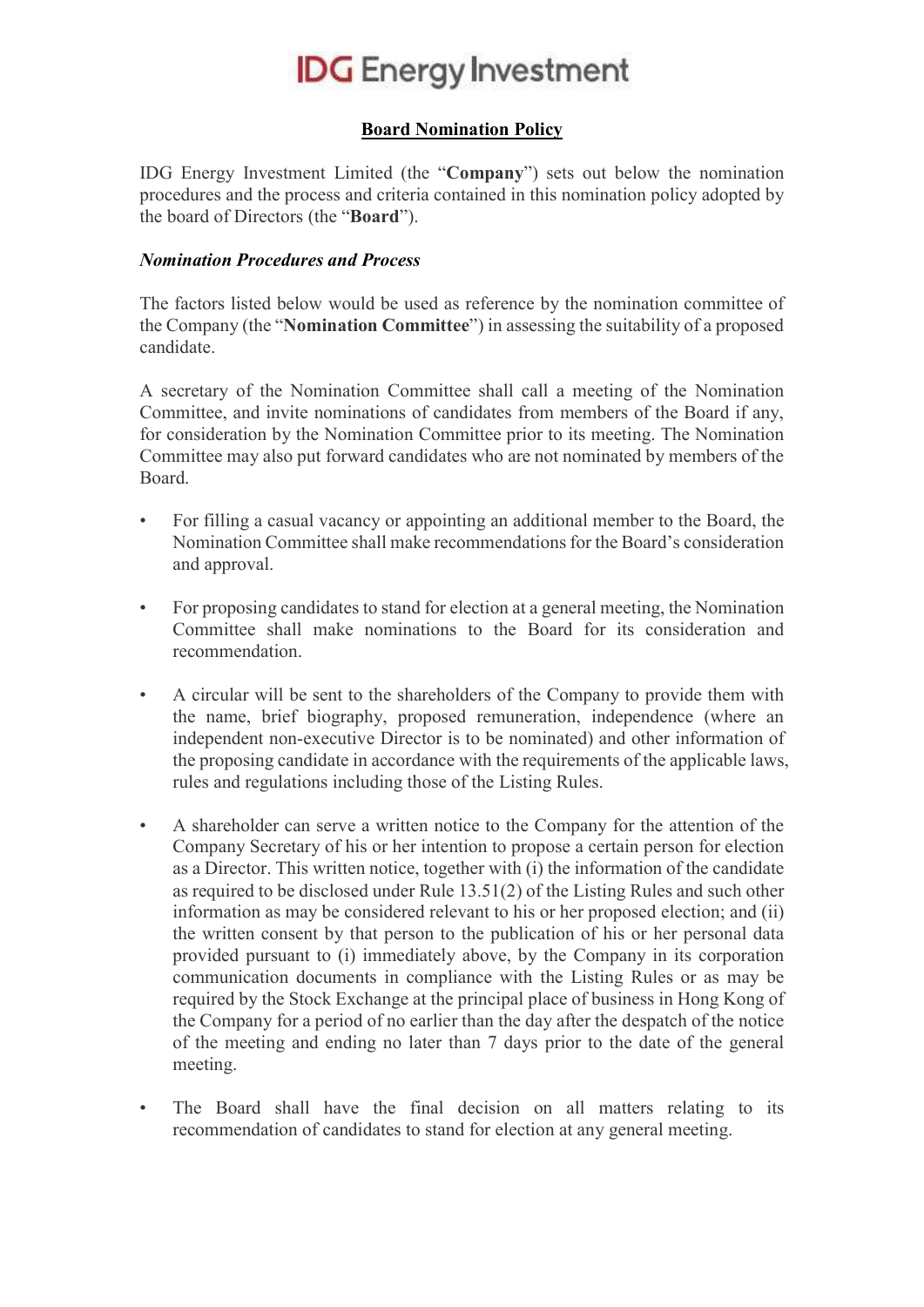# IDG Energy Investment

## Board Nomination Policy

IDG Energy Investment Limited (the "**Company**") sets out below the nomination procedures and the process and criteria contained in this nomination policy adopted by the board of Directors (the "**Board**").

### *Nomination Procedures and Process*

The factors listed below would be used as reference by the nomination committee of the Company (the "**Nomination Committee**") in assessing the suitability of a proposed candidate.

A secretary of the Nomination Committee shall call a meeting of the Nomination Committee, and invite nominations of candidates from members of the Board if any, for consideration by the Nomination Committee prior to its meeting. The Nomination Committee may also put forward candidates who are not nominated by members of the Board.

- For filling a casual vacancy or appointing an additional member to the Board, the Nomination Committee shall make recommendations for the Board's consideration and approval.
- For proposing candidates to stand for election at a general meeting, the Nomination Committee shall make nominations to the Board for its consideration and recommendation.
- A circular will be sent to the shareholders of the Company to provide them with the name, brief biography, proposed remuneration, independence (where an independent non-executive Director is to be nominated) and other information of the proposing candidate in accordance with the requirements of the applicable laws, rules and regulations including those of the Listing Rules.
- A shareholder can serve a written notice to the Company for the attention of the Company Secretary of his or her intention to propose a certain person for election as a Director. This written notice, together with (i) the information of the candidate as required to be disclosed under Rule 13.51(2) of the Listing Rules and such other information as may be considered relevant to his or her proposed election; and (ii) the written consent by that person to the publication of his or her personal data provided pursuant to (i) immediately above, by the Company in its corporation communication documents in compliance with the Listing Rules or as may be required by the Stock Exchange at the principal place of business in Hong Kong of the Company for a period of no earlier than the day after the despatch of the notice of the meeting and ending no later than 7 days prior to the date of the general meeting.
- The Board shall have the final decision on all matters relating to its recommendation of candidates to stand for election at any general meeting.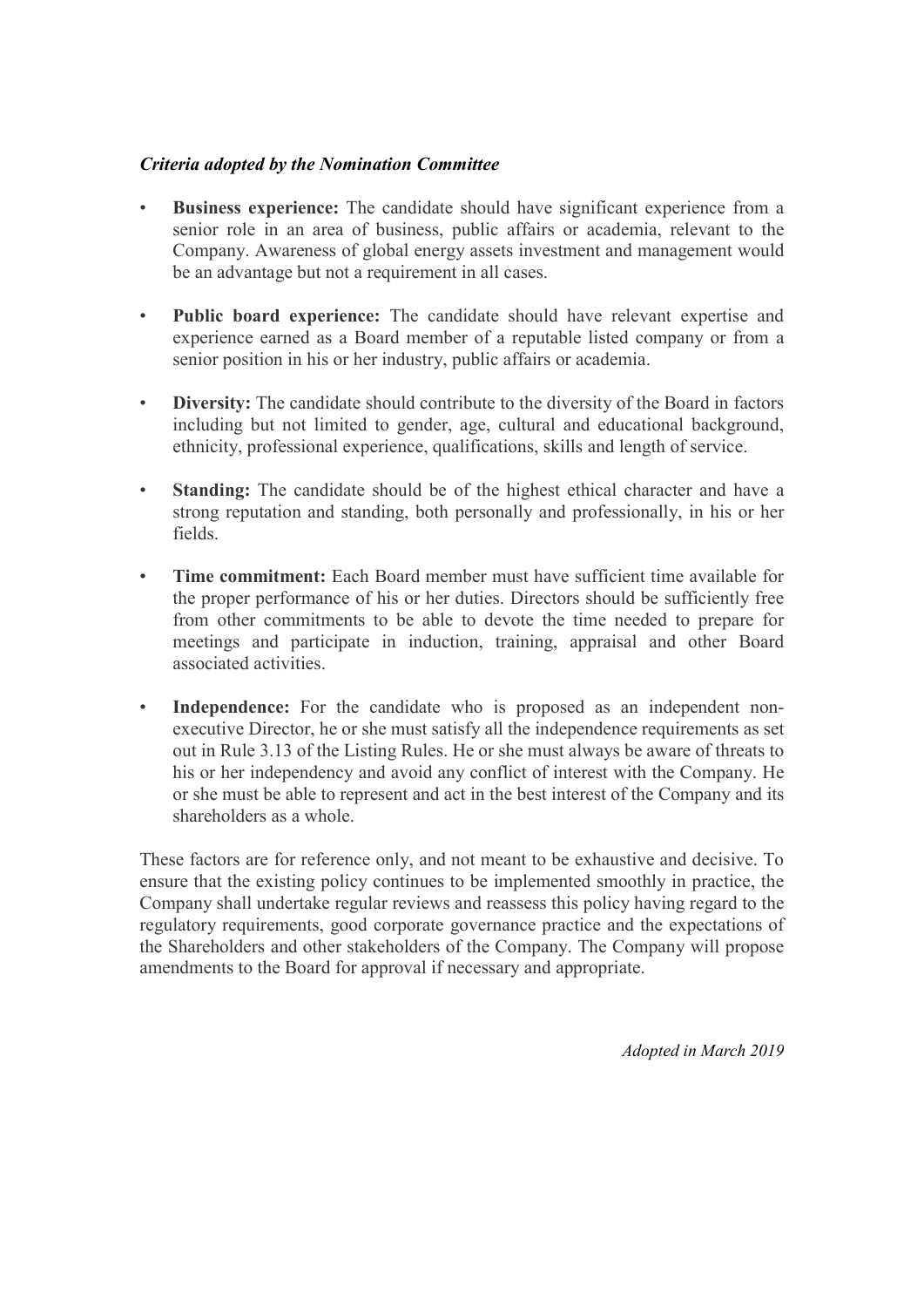***Criteria adopted by the Nomination Committee***

- **Business experience:** The candidate should have significant experience from a senior role in an area of business, public affairs or academia, relevant to the Company. Awareness of global energy assets investment and management would be an advantage but not a requirement in all cases.

- **Public board experience:** The candidate should have relevant expertise and experience earned as a Board member of a reputable listed company or from a senior position in his or her industry, public affairs or academia.

- **Diversity:** The candidate should contribute to the diversity of the Board in factors including but not limited to gender, age, cultural and educational background, ethnicity, professional experience, qualifications, skills and length of service.

- **Standing:** The candidate should be of the highest ethical character and have a strong reputation and standing, both personally and professionally, in his or her fields.

- **Time commitment:** Each Board member must have sufficient time available for the proper performance of his or her duties. Directors should be sufficiently free from other commitments to be able to devote the time needed to prepare for meetings and participate in induction, training, appraisal and other Board associated activities.

- **Independence:** For the candidate who is proposed as an independent non-executive Director, he or she must satisfy all the independence requirements as set out in Rule 3.13 of the Listing Rules. He or she must always be aware of threats to his or her independency and avoid any conflict of interest with the Company. He or she must be able to represent and act in the best interest of the Company and its shareholders as a whole.

These factors are for reference only, and not meant to be exhaustive and decisive. To ensure that the existing policy continues to be implemented smoothly in practice, the Company shall undertake regular reviews and reassess this policy having regard to the regulatory requirements, good corporate governance practice and the expectations of the Shareholders and other stakeholders of the Company. The Company will propose amendments to the Board for approval if necessary and appropriate.

*Adopted in March 2019*